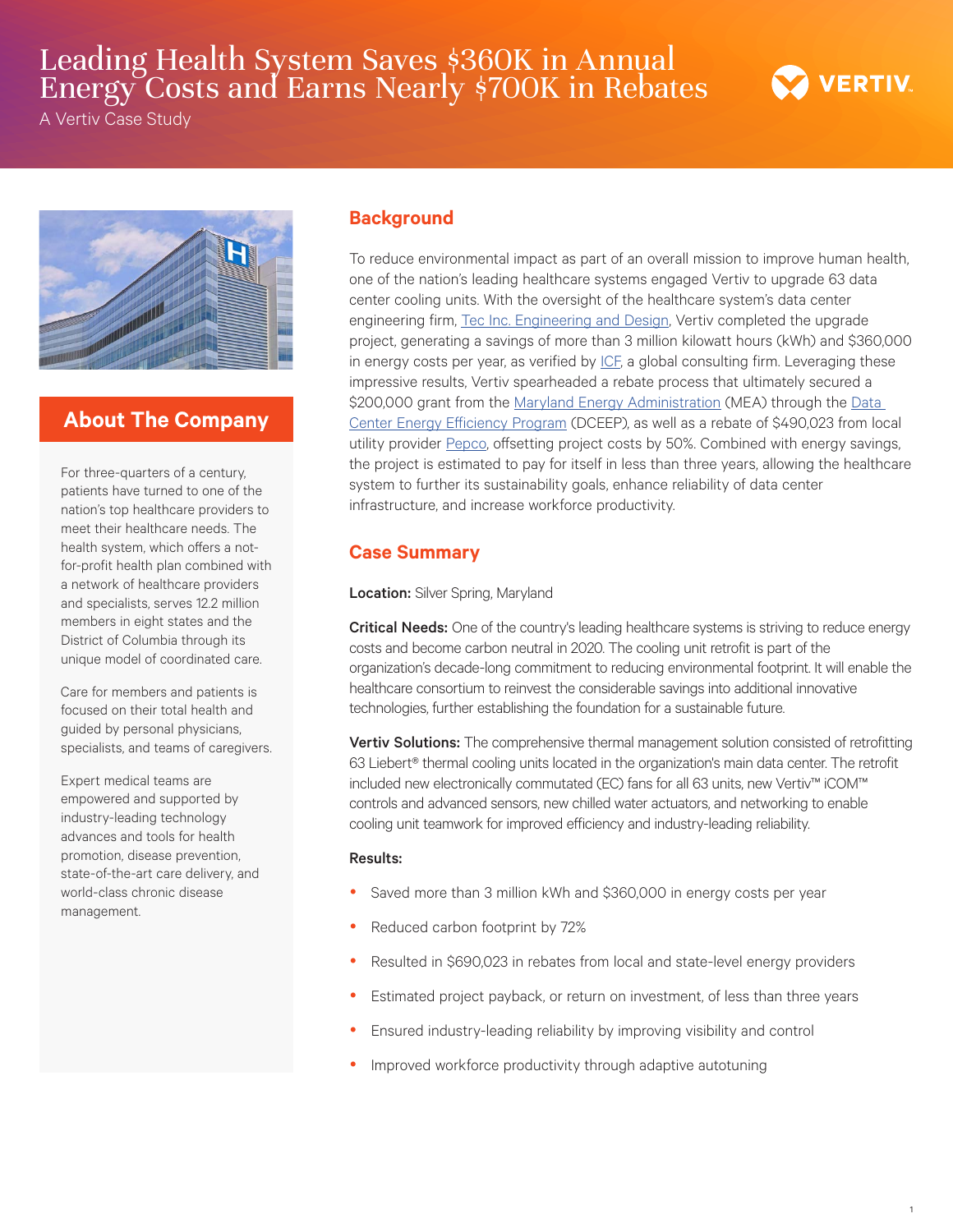# Leading Health System Saves $360K in Annual Energy Costs and Earns Nearly $700K in Rebates

A Vertiv Case Study

## About The Company

For three-quarters of a century, patients have turned to one of the nation's top healthcare providers to meet their healthcare needs. The health system, which offers a not-for-profit health plan combined with a network of healthcare providers and specialists, serves 12.2 million members in eight states and the District of Columbia through its unique model of coordinated care.

Care for members and patients is focused on their total health and guided by personal physicians, specialists, and teams of caregivers.

Expert medical teams are empowered and supported by industry-leading technology advances and tools for health promotion, disease prevention, state-of-the-art care delivery, and world-class chronic disease management.

## Background

To reduce environmental impact as part of an overall mission to improve human health, one of the nation's leading healthcare systems engaged Vertiv to upgrade 63 data center cooling units. With the oversight of the healthcare system's data center engineering firm, Tec Inc. Engineering and Design, Vertiv completed the upgrade project, generating a savings of more than 3 million kilowatt hours (kWh) and $360,000 in energy costs per year, as verified by ICF, a global consulting firm. Leveraging these impressive results, Vertiv spearheaded a rebate process that ultimately secured a $200,000 grant from the Maryland Energy Administration (MEA) through the Data Center Energy Efficiency Program (DCEEP), as well as a rebate of $490,023 from local utility provider Pepco, offsetting project costs by 50%. Combined with energy savings, the project is estimated to pay for itself in less than three years, allowing the healthcare system to further its sustainability goals, enhance reliability of data center infrastructure, and increase workforce productivity.

## Case Summary

**Location:** Silver Spring, Maryland

**Critical Needs:** One of the country's leading healthcare systems is striving to reduce energy costs and become carbon neutral in 2020. The cooling unit retrofit is part of the organization's decade-long commitment to reducing environmental footprint. It will enable the healthcare consortium to reinvest the considerable savings into additional innovative technologies, further establishing the foundation for a sustainable future.

**Vertiv Solutions:** The comprehensive thermal management solution consisted of retrofitting 63 Liebert® thermal cooling units located in the organization's main data center. The retrofit included new electronically commutated (EC) fans for all 63 units, new Vertiv™ iCOM™ controls and advanced sensors, new chilled water actuators, and networking to enable cooling unit teamwork for improved efficiency and industry-leading reliability.

**Results:**

- Saved more than 3 million kWh and $360,000 in energy costs per year
- Reduced carbon footprint by 72%
- Resulted in $690,023 in rebates from local and state-level energy providers
- Estimated project payback, or return on investment, of less than three years
- Ensured industry-leading reliability by improving visibility and control
- Improved workforce productivity through adaptive autotuning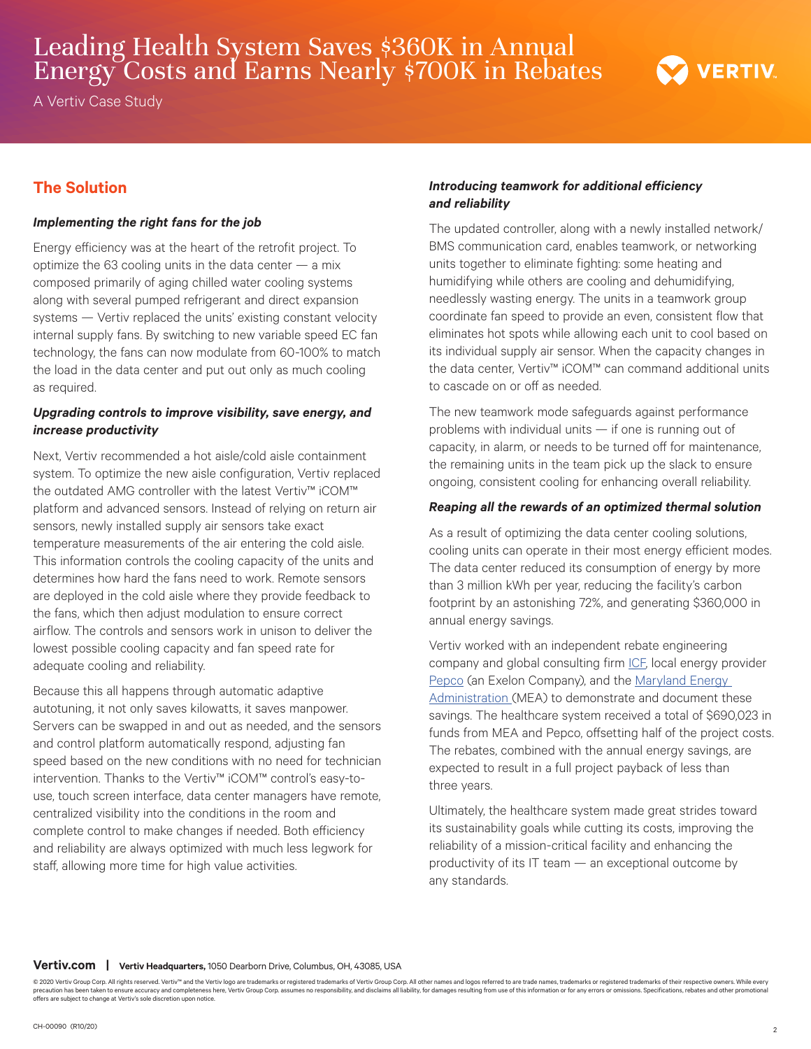# Leading Health System Saves $360K in Annual Energy Costs and Earns Nearly $700K in Rebates

A Vertiv Case Study

## The Solution

### *Implementing the right fans for the job*

Energy efficiency was at the heart of the retrofit project. To optimize the 63 cooling units in the data center — a mix composed primarily of aging chilled water cooling systems along with several pumped refrigerant and direct expansion systems — Vertiv replaced the units' existing constant velocity internal supply fans. By switching to new variable speed EC fan technology, the fans can now modulate from 60-100% to match the load in the data center and put out only as much cooling as required.

### *Upgrading controls to improve visibility, save energy, and increase productivity*

Next, Vertiv recommended a hot aisle/cold aisle containment system. To optimize the new aisle configuration, Vertiv replaced the outdated AMG controller with the latest Vertiv™ iCOM™ platform and advanced sensors. Instead of relying on return air sensors, newly installed supply air sensors take exact temperature measurements of the air entering the cold aisle. This information controls the cooling capacity of the units and determines how hard the fans need to work. Remote sensors are deployed in the cold aisle where they provide feedback to the fans, which then adjust modulation to ensure correct airflow. The controls and sensors work in unison to deliver the lowest possible cooling capacity and fan speed rate for adequate cooling and reliability.

Because this all happens through automatic adaptive autotuning, it not only saves kilowatts, it saves manpower. Servers can be swapped in and out as needed, and the sensors and control platform automatically respond, adjusting fan speed based on the new conditions with no need for technician intervention. Thanks to the Vertiv™ iCOM™ control's easy-to-use, touch screen interface, data center managers have remote, centralized visibility into the conditions in the room and complete control to make changes if needed. Both efficiency and reliability are always optimized with much less legwork for staff, allowing more time for high value activities.

### *Introducing teamwork for additional efficiency and reliability*

The updated controller, along with a newly installed network/BMS communication card, enables teamwork, or networking units together to eliminate fighting: some heating and humidifying while others are cooling and dehumidifying, needlessly wasting energy. The units in a teamwork group coordinate fan speed to provide an even, consistent flow that eliminates hot spots while allowing each unit to cool based on its individual supply air sensor. When the capacity changes in the data center, Vertiv™ iCOM™ can command additional units to cascade on or off as needed.

The new teamwork mode safeguards against performance problems with individual units — if one is running out of capacity, in alarm, or needs to be turned off for maintenance, the remaining units in the team pick up the slack to ensure ongoing, consistent cooling for enhancing overall reliability.

### *Reaping all the rewards of an optimized thermal solution*

As a result of optimizing the data center cooling solutions, cooling units can operate in their most energy efficient modes. The data center reduced its consumption of energy by more than 3 million kWh per year, reducing the facility's carbon footprint by an astonishing 72%, and generating $360,000 in annual energy savings.

Vertiv worked with an independent rebate engineering company and global consulting firm ICF, local energy provider Pepco (an Exelon Company), and the Maryland Energy Administration (MEA) to demonstrate and document these savings. The healthcare system received a total of $690,023 in funds from MEA and Pepco, offsetting half of the project costs. The rebates, combined with the annual energy savings, are expected to result in a full project payback of less than three years.

Ultimately, the healthcare system made great strides toward its sustainability goals while cutting its costs, improving the reliability of a mission-critical facility and enhancing the productivity of its IT team — an exceptional outcome by any standards.

**Vertiv.com** | **Vertiv Headquarters,** 1050 Dearborn Drive, Columbus, OH, 43085, USA

© 2020 Vertiv Group Corp. All rights reserved. Vertiv™ and the Vertiv logo are trademarks or registered trademarks of Vertiv Group Corp. All other names and logos referred to are trade names, trademarks or registered trademarks of their respective owners. While every precaution has been taken to ensure accuracy and completeness here, Vertiv Group Corp. assumes no responsibility, and disclaims all liability, for damages resulting from use of this information or for any errors or omissions. Specifications, rebates and other promotional offers are subject to change at Vertiv's sole discretion upon notice.

CH-00090 (R10/20)